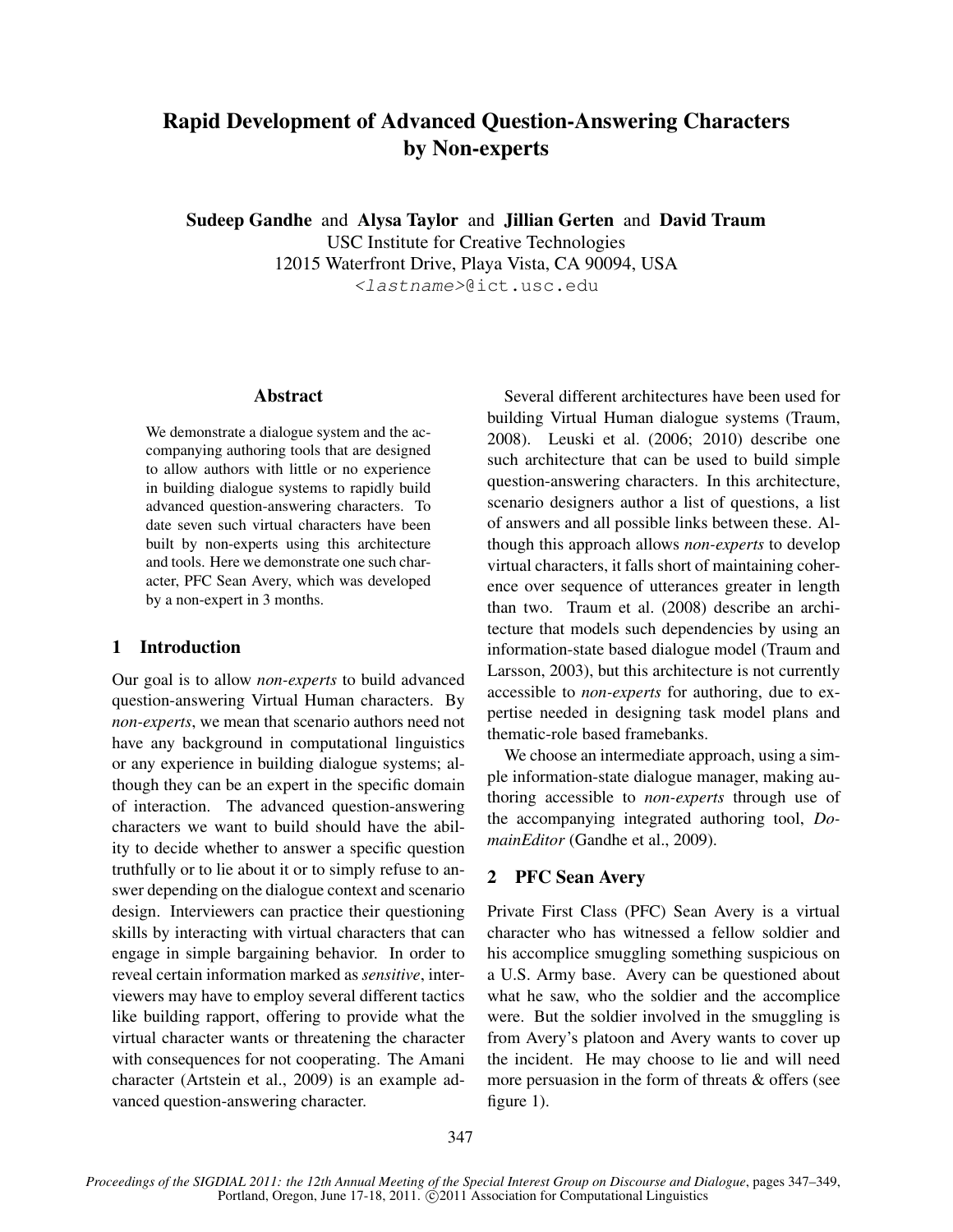# Rapid Development of Advanced Question-Answering Characters by Non-experts

**Sudeep Gandhe** and **Alysa Taylor** and **Jillian Gerten** and **David Traum**
USC Institute for Creative Technologies
12015 Waterfront Drive, Playa Vista, CA 90094, USA
<lastname>@ict.usc.edu

## Abstract

We demonstrate a dialogue system and the accompanying authoring tools that are designed to allow authors with little or no experience in building dialogue systems to rapidly build advanced question-answering characters. To date seven such virtual characters have been built by non-experts using this architecture and tools. Here we demonstrate one such character, PFC Sean Avery, which was developed by a non-expert in 3 months.

## 1 Introduction

Our goal is to allow *non-experts* to build advanced question-answering Virtual Human characters. By *non-experts*, we mean that scenario authors need not have any background in computational linguistics or any experience in building dialogue systems; although they can be an expert in the specific domain of interaction. The advanced question-answering characters we want to build should have the ability to decide whether to answer a specific question truthfully or to lie about it or to simply refuse to answer depending on the dialogue context and scenario design. Interviewers can practice their questioning skills by interacting with virtual characters that can engage in simple bargaining behavior. In order to reveal certain information marked as *sensitive*, interviewers may have to employ several different tactics like building rapport, offering to provide what the virtual character wants or threatening the character with consequences for not cooperating. The Amani character (Artstein et al., 2009) is an example advanced question-answering character.

Several different architectures have been used for building Virtual Human dialogue systems (Traum, 2008). Leuski et al. (2006; 2010) describe one such architecture that can be used to build simple question-answering characters. In this architecture, scenario designers author a list of questions, a list of answers and all possible links between these. Although this approach allows *non-experts* to develop virtual characters, it falls short of maintaining coherence over sequence of utterances greater in length than two. Traum et al. (2008) describe an architecture that models such dependencies by using an information-state based dialogue model (Traum and Larsson, 2003), but this architecture is not currently accessible to *non-experts* for authoring, due to expertise needed in designing task model plans and thematic-role based framebanks.

We choose an intermediate approach, using a simple information-state dialogue manager, making authoring accessible to *non-experts* through use of the accompanying integrated authoring tool, *DomainEditor* (Gandhe et al., 2009).

## 2 PFC Sean Avery

Private First Class (PFC) Sean Avery is a virtual character who has witnessed a fellow soldier and his accomplice smuggling something suspicious on a U.S. Army base. Avery can be questioned about what he saw, who the soldier and the accomplice were. But the soldier involved in the smuggling is from Avery's platoon and Avery wants to cover up the incident. He may choose to lie and will need more persuasion in the form of threats & offers (see figure 1).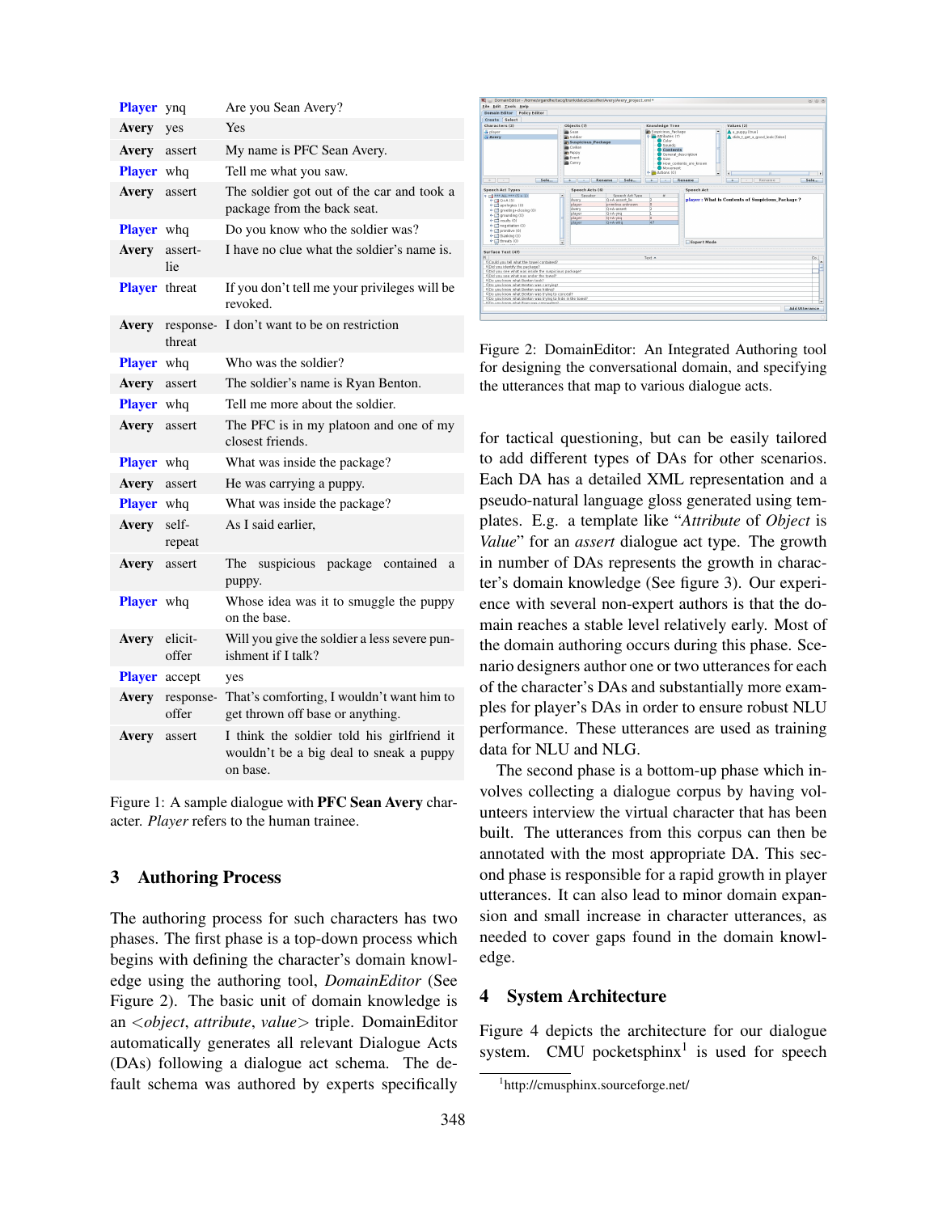| | | |
|---|---|---|
| **Player** | ynq | Are you Sean Avery? |
| **Avery** | yes | Yes |
| **Avery** | assert | My name is PFC Sean Avery. |
| **Player** | whq | Tell me what you saw. |
| **Avery** | assert | The soldier got out of the car and took a package from the back seat. |
| **Player** | whq | Do you know who the soldier was? |
| **Avery** | assert-lie | I have no clue what the soldier's name is. |
| **Player** | threat | If you don't tell me your privileges will be revoked. |
| **Avery** | response-threat | I don't want to be on restriction |
| **Player** | whq | Who was the soldier? |
| **Avery** | assert | The soldier's name is Ryan Benton. |
| **Player** | whq | Tell me more about the soldier. |
| **Avery** | assert | The PFC is in my platoon and one of my closest friends. |
| **Player** | whq | What was inside the package? |
| **Avery** | assert | He was carrying a puppy. |
| **Player** | whq | What was inside the package? |
| **Avery** | self-repeat | As I said earlier, |
| **Avery** | assert | The suspicious package contained a puppy. |
| **Player** | whq | Whose idea was it to smuggle the puppy on the base. |
| **Avery** | elicit-offer | Will you give the soldier a less severe punishment if I talk? |
| **Player** | accept | yes |
| **Avery** | response-offer | That's comforting, I wouldn't want him to get thrown off base or anything. |
| **Avery** | assert | I think the soldier told his girlfriend it wouldn't be a big deal to sneak a puppy on base. |

Figure 1: A sample dialogue with **PFC Sean Avery** character. *Player* refers to the human trainee.

## 3 Authoring Process

The authoring process for such characters has two phases. The first phase is a top-down process which begins with defining the character's domain knowledge using the authoring tool, *DomainEditor* (See Figure 2). The basic unit of domain knowledge is an <*object*, *attribute*, *value*> triple. DomainEditor automatically generates all relevant Dialogue Acts (DAs) following a dialogue act schema. The default schema was authored by experts specifically for tactical questioning, but can be easily tailored to add different types of DAs for other scenarios. Each DA has a detailed XML representation and a pseudo-natural language gloss generated using templates. E.g. a template like "*Attribute* of *Object* is *Value*" for an *assert* dialogue act type. The growth in number of DAs represents the growth in character's domain knowledge (See figure 3). Our experience with several non-expert authors is that the domain reaches a stable level relatively early. Most of the domain authoring occurs during this phase. Scenario designers author one or two utterances for each of the character's DAs and substantially more examples for player's DAs in order to ensure robust NLU performance. These utterances are used as training data for NLU and NLG.

Figure 2: DomainEditor: An Integrated Authoring tool for designing the conversational domain, and specifying the utterances that map to various dialogue acts.

The second phase is a bottom-up phase which involves collecting a dialogue corpus by having volunteers interview the virtual character that has been built. The utterances from this corpus can then be annotated with the most appropriate DA. This second phase is responsible for a rapid growth in player utterances. It can also lead to minor domain expansion and small increase in character utterances, as needed to cover gaps found in the domain knowledge.

## 4 System Architecture

Figure 4 depicts the architecture for our dialogue system. CMU pocketsphinx[1] is used for speech

[1] http://cmusphinx.sourceforge.net/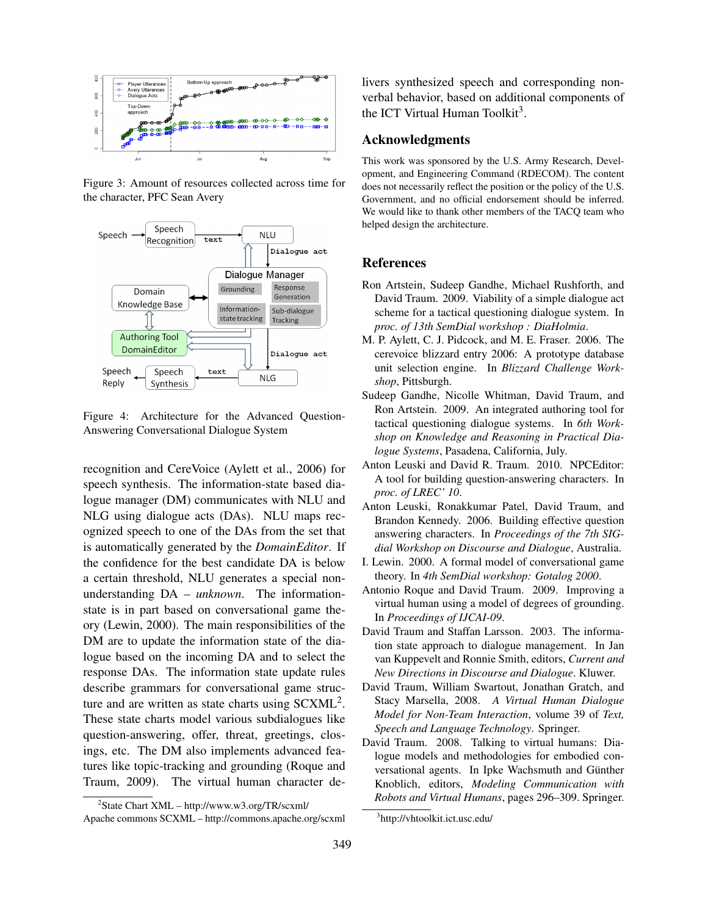Player Utterances
Avery Utterances
Dialogue Acts
Top-Down approach
Bottom-Up approach
800
600
400
200
0
Jun
Jul
Aug
Sep

Figure 3: Amount of resources collected across time for the character, PFC Sean Avery

Speech
Speech Recognition
text
NLU
Dialogue act
Dialogue Manager
Grounding
Response Generation
Information-state tracking
Sub-dialogue Tracking
Domain Knowledge Base
Authoring Tool DomainEditor
Dialogue act
Speech Reply
Speech Synthesis
text
NLG

Figure 4: Architecture for the Advanced Question-Answering Conversational Dialogue System

recognition and CereVoice (Aylett et al., 2006) for speech synthesis. The information-state based dialogue manager (DM) communicates with NLU and NLG using dialogue acts (DAs). NLU maps recognized speech to one of the DAs from the set that is automatically generated by the *DomainEditor*. If the confidence for the best candidate DA is below a certain threshold, NLU generates a special non-understanding DA – *unknown*. The information-state is in part based on conversational game theory (Lewin, 2000). The main responsibilities of the DM are to update the information state of the dialogue based on the incoming DA and to select the response DAs. The information state update rules describe grammars for conversational game structure and are written as state charts using SCXML[2]. These state charts model various subdialogues like question-answering, offer, threat, greetings, closings, etc. The DM also implements advanced features like topic-tracking and grounding (Roque and Traum, 2009). The virtual human character delivers synthesized speech and corresponding nonverbal behavior, based on additional components of the ICT Virtual Human Toolkit[3].

[2]State Chart XML – http://www.w3.org/TR/scxml/
Apache commons SCXML – http://commons.apache.org/scxml

[3]http://vhtoolkit.ict.usc.edu/

## Acknowledgments

This work was sponsored by the U.S. Army Research, Development, and Engineering Command (RDECOM). The content does not necessarily reflect the position or the policy of the U.S. Government, and no official endorsement should be inferred. We would like to thank other members of the TACQ team who helped design the architecture.

## References

Ron Artstein, Sudeep Gandhe, Michael Rushforth, and David Traum. 2009. Viability of a simple dialogue act scheme for a tactical questioning dialogue system. In *proc. of 13th SemDial workshop : DiaHolmia*.

M. P. Aylett, C. J. Pidcock, and M. E. Fraser. 2006. The cerevoice blizzard entry 2006: A prototype database unit selection engine. In *Blizzard Challenge Workshop*, Pittsburgh.

Sudeep Gandhe, Nicolle Whitman, David Traum, and Ron Artstein. 2009. An integrated authoring tool for tactical questioning dialogue systems. In *6th Workshop on Knowledge and Reasoning in Practical Dialogue Systems*, Pasadena, California, July.

Anton Leuski and David R. Traum. 2010. NPCEditor: A tool for building question-answering characters. In *proc. of LREC' 10*.

Anton Leuski, Ronakkumar Patel, David Traum, and Brandon Kennedy. 2006. Building effective question answering characters. In *Proceedings of the 7th SIGdial Workshop on Discourse and Dialogue*, Australia.

I. Lewin. 2000. A formal model of conversational game theory. In *4th SemDial workshop: Gotalog 2000*.

Antonio Roque and David Traum. 2009. Improving a virtual human using a model of degrees of grounding. In *Proceedings of IJCAI-09*.

David Traum and Staffan Larsson. 2003. The information state approach to dialogue management. In Jan van Kuppevelt and Ronnie Smith, editors, *Current and New Directions in Discourse and Dialogue*. Kluwer.

David Traum, William Swartout, Jonathan Gratch, and Stacy Marsella, 2008. *A Virtual Human Dialogue Model for Non-Team Interaction*, volume 39 of *Text, Speech and Language Technology*. Springer.

David Traum. 2008. Talking to virtual humans: Dialogue models and methodologies for embodied conversational agents. In Ipke Wachsmuth and Günther Knoblich, editors, *Modeling Communication with Robots and Virtual Humans*, pages 296–309. Springer.